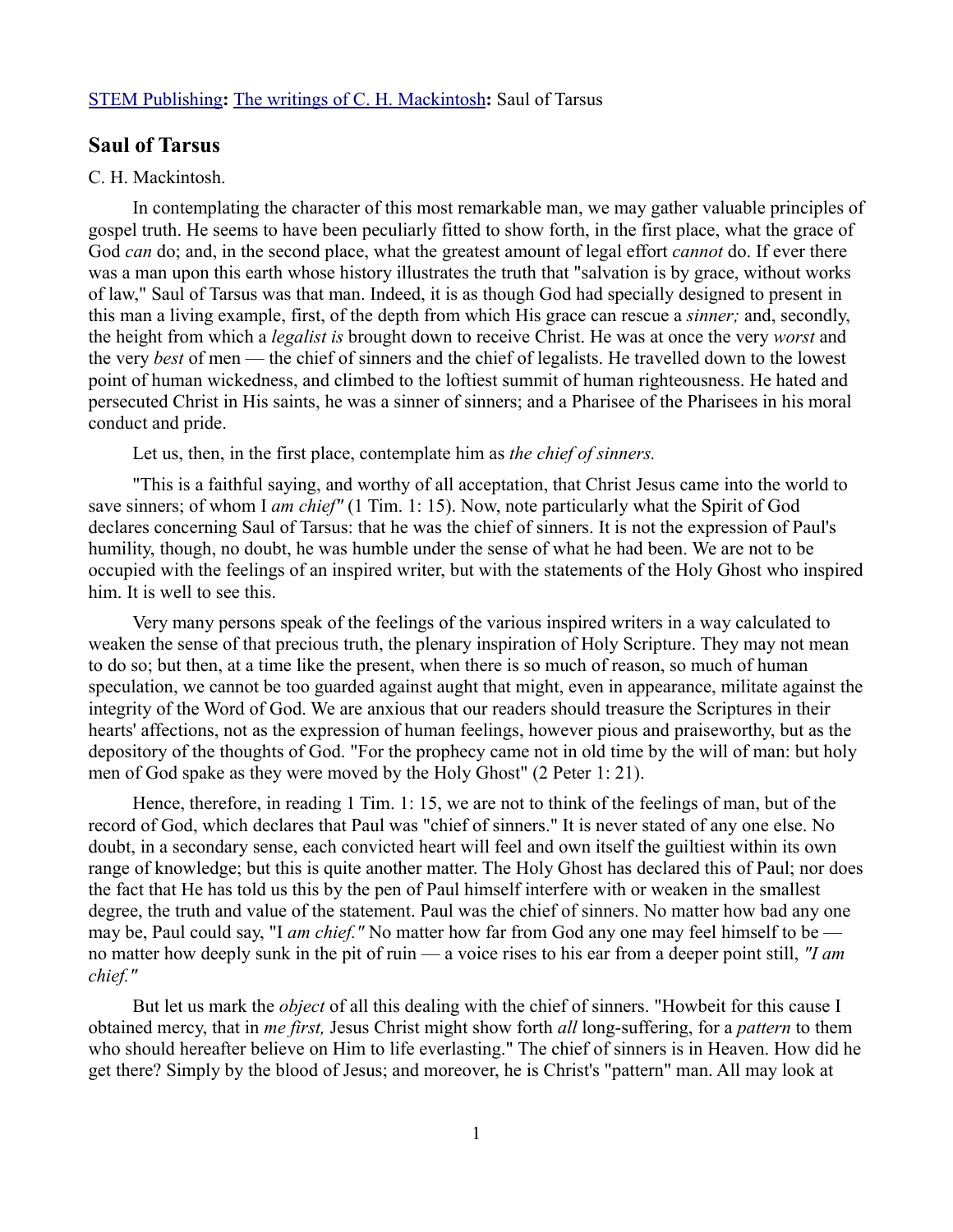[STEM Publishing](#): [The writings of C. H. Mackintosh](#): Saul of Tarsus

## Saul of Tarsus

C. H. Mackintosh.

In contemplating the character of this most remarkable man, we may gather valuable principles of gospel truth. He seems to have been peculiarly fitted to show forth, in the first place, what the grace of God *can* do; and, in the second place, what the greatest amount of legal effort *cannot* do. If ever there was a man upon this earth whose history illustrates the truth that "salvation is by grace, without works of law," Saul of Tarsus was that man. Indeed, it is as though God had specially designed to present in this man a living example, first, of the depth from which His grace can rescue a *sinner;* and, secondly, the height from which a *legalist is* brought down to receive Christ. He was at once the very *worst* and the very *best* of men — the chief of sinners and the chief of legalists. He travelled down to the lowest point of human wickedness, and climbed to the loftiest summit of human righteousness. He hated and persecuted Christ in His saints, he was a sinner of sinners; and a Pharisee of the Pharisees in his moral conduct and pride.

Let us, then, in the first place, contemplate him as *the chief of sinners.*

"This is a faithful saying, and worthy of all acceptation, that Christ Jesus came into the world to save sinners; of whom I *am chief"* (1 Tim. 1: 15). Now, note particularly what the Spirit of God declares concerning Saul of Tarsus: that he was the chief of sinners. It is not the expression of Paul's humility, though, no doubt, he was humble under the sense of what he had been. We are not to be occupied with the feelings of an inspired writer, but with the statements of the Holy Ghost who inspired him. It is well to see this.

Very many persons speak of the feelings of the various inspired writers in a way calculated to weaken the sense of that precious truth, the plenary inspiration of Holy Scripture. They may not mean to do so; but then, at a time like the present, when there is so much of reason, so much of human speculation, we cannot be too guarded against aught that might, even in appearance, militate against the integrity of the Word of God. We are anxious that our readers should treasure the Scriptures in their hearts' affections, not as the expression of human feelings, however pious and praiseworthy, but as the depository of the thoughts of God. "For the prophecy came not in old time by the will of man: but holy men of God spake as they were moved by the Holy Ghost" (2 Peter 1: 21).

Hence, therefore, in reading 1 Tim. 1: 15, we are not to think of the feelings of man, but of the record of God, which declares that Paul was "chief of sinners." It is never stated of any one else. No doubt, in a secondary sense, each convicted heart will feel and own itself the guiltiest within its own range of knowledge; but this is quite another matter. The Holy Ghost has declared this of Paul; nor does the fact that He has told us this by the pen of Paul himself interfere with or weaken in the smallest degree, the truth and value of the statement. Paul was the chief of sinners. No matter how bad any one may be, Paul could say, "I *am chief."* No matter how far from God any one may feel himself to be — no matter how deeply sunk in the pit of ruin — a voice rises to his ear from a deeper point still, *"I am chief."*

But let us mark the *object* of all this dealing with the chief of sinners. "Howbeit for this cause I obtained mercy, that in *me first,* Jesus Christ might show forth *all* long-suffering, for a *pattern* to them who should hereafter believe on Him to life everlasting." The chief of sinners is in Heaven. How did he get there? Simply by the blood of Jesus; and moreover, he is Christ's "pattern" man. All may look at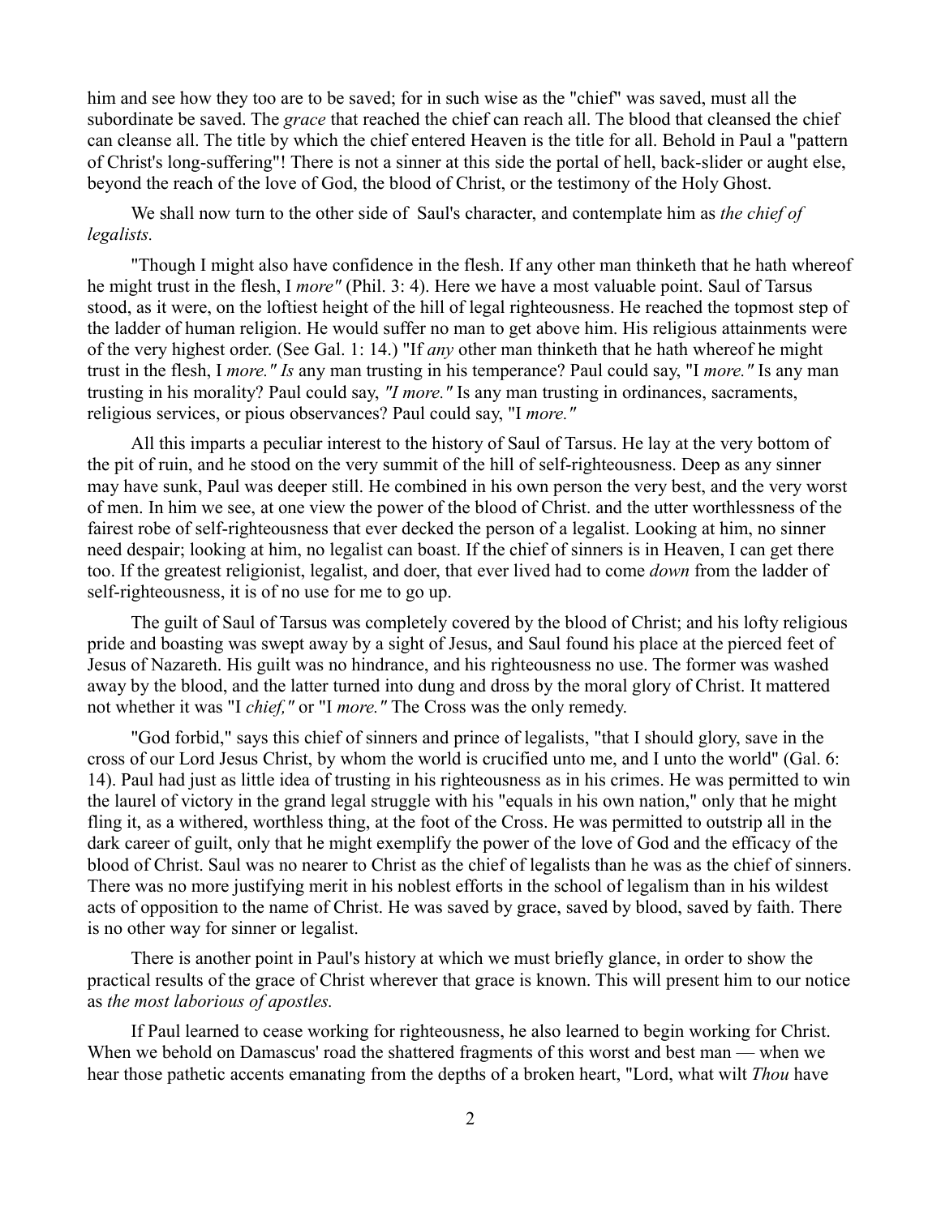him and see how they too are to be saved; for in such wise as the "chief" was saved, must all the subordinate be saved. The *grace* that reached the chief can reach all. The blood that cleansed the chief can cleanse all. The title by which the chief entered Heaven is the title for all. Behold in Paul a "pattern of Christ's long-suffering"! There is not a sinner at this side the portal of hell, back-slider or aught else, beyond the reach of the love of God, the blood of Christ, or the testimony of the Holy Ghost.

We shall now turn to the other side of Saul's character, and contemplate him as *the chief of legalists.*

"Though I might also have confidence in the flesh. If any other man thinketh that he hath whereof he might trust in the flesh, I *more"* (Phil. 3: 4). Here we have a most valuable point. Saul of Tarsus stood, as it were, on the loftiest height of the hill of legal righteousness. He reached the topmost step of the ladder of human religion. He would suffer no man to get above him. His religious attainments were of the very highest order. (See Gal. 1: 14.) "If *any* other man thinketh that he hath whereof he might trust in the flesh, I *more." Is* any man trusting in his temperance? Paul could say, "I *more."* Is any man trusting in his morality? Paul could say, *"I more."* Is any man trusting in ordinances, sacraments, religious services, or pious observances? Paul could say, "I *more."*

All this imparts a peculiar interest to the history of Saul of Tarsus. He lay at the very bottom of the pit of ruin, and he stood on the very summit of the hill of self-righteousness. Deep as any sinner may have sunk, Paul was deeper still. He combined in his own person the very best, and the very worst of men. In him we see, at one view the power of the blood of Christ. and the utter worthlessness of the fairest robe of self-righteousness that ever decked the person of a legalist. Looking at him, no sinner need despair; looking at him, no legalist can boast. If the chief of sinners is in Heaven, I can get there too. If the greatest religionist, legalist, and doer, that ever lived had to come *down* from the ladder of self-righteousness, it is of no use for me to go up.

The guilt of Saul of Tarsus was completely covered by the blood of Christ; and his lofty religious pride and boasting was swept away by a sight of Jesus, and Saul found his place at the pierced feet of Jesus of Nazareth. His guilt was no hindrance, and his righteousness no use. The former was washed away by the blood, and the latter turned into dung and dross by the moral glory of Christ. It mattered not whether it was "I *chief,"* or "I *more."* The Cross was the only remedy.

"God forbid," says this chief of sinners and prince of legalists, "that I should glory, save in the cross of our Lord Jesus Christ, by whom the world is crucified unto me, and I unto the world" (Gal. 6: 14). Paul had just as little idea of trusting in his righteousness as in his crimes. He was permitted to win the laurel of victory in the grand legal struggle with his "equals in his own nation," only that he might fling it, as a withered, worthless thing, at the foot of the Cross. He was permitted to outstrip all in the dark career of guilt, only that he might exemplify the power of the love of God and the efficacy of the blood of Christ. Saul was no nearer to Christ as the chief of legalists than he was as the chief of sinners. There was no more justifying merit in his noblest efforts in the school of legalism than in his wildest acts of opposition to the name of Christ. He was saved by grace, saved by blood, saved by faith. There is no other way for sinner or legalist.

There is another point in Paul's history at which we must briefly glance, in order to show the practical results of the grace of Christ wherever that grace is known. This will present him to our notice as *the most laborious of apostles.*

If Paul learned to cease working for righteousness, he also learned to begin working for Christ. When we behold on Damascus' road the shattered fragments of this worst and best man — when we hear those pathetic accents emanating from the depths of a broken heart, "Lord, what wilt *Thou* have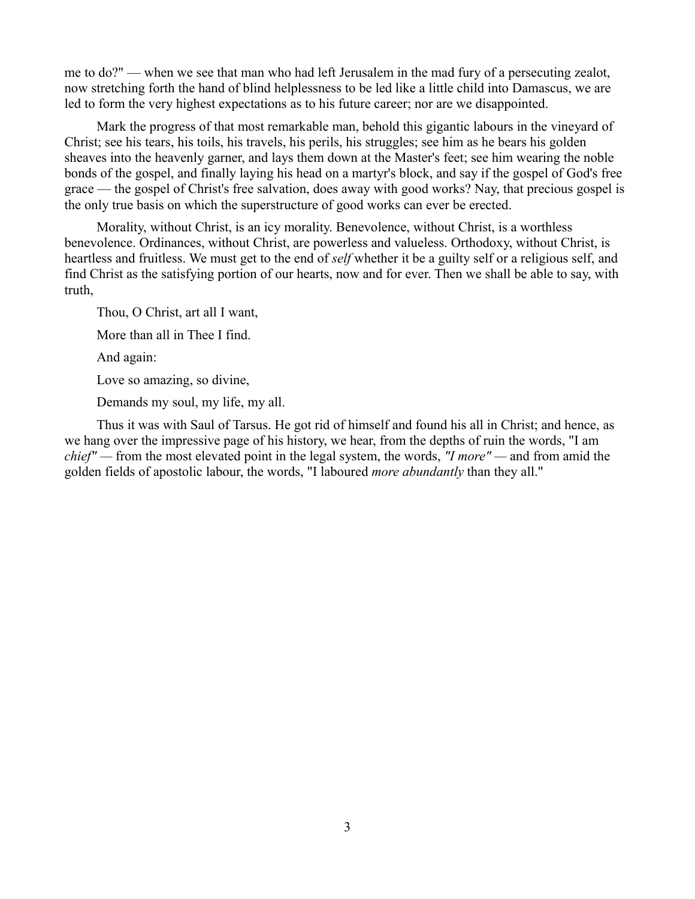me to do?" — when we see that man who had left Jerusalem in the mad fury of a persecuting zealot, now stretching forth the hand of blind helplessness to be led like a little child into Damascus, we are led to form the very highest expectations as to his future career; nor are we disappointed.

Mark the progress of that most remarkable man, behold this gigantic labours in the vineyard of Christ; see his tears, his toils, his travels, his perils, his struggles; see him as he bears his golden sheaves into the heavenly garner, and lays them down at the Master's feet; see him wearing the noble bonds of the gospel, and finally laying his head on a martyr's block, and say if the gospel of God's free grace — the gospel of Christ's free salvation, does away with good works? Nay, that precious gospel is the only true basis on which the superstructure of good works can ever be erected.

Morality, without Christ, is an icy morality. Benevolence, without Christ, is a worthless benevolence. Ordinances, without Christ, are powerless and valueless. Orthodoxy, without Christ, is heartless and fruitless. We must get to the end of *self* whether it be a guilty self or a religious self, and find Christ as the satisfying portion of our hearts, now and for ever. Then we shall be able to say, with truth,

Thou, O Christ, art all I want,

More than all in Thee I find.

And again:

Love so amazing, so divine,

Demands my soul, my life, my all.

Thus it was with Saul of Tarsus. He got rid of himself and found his all in Christ; and hence, as we hang over the impressive page of his history, we hear, from the depths of ruin the words, "I am *chief"* — from the most elevated point in the legal system, the words, *"I more"* — and from amid the golden fields of apostolic labour, the words, "I laboured *more abundantly* than they all."